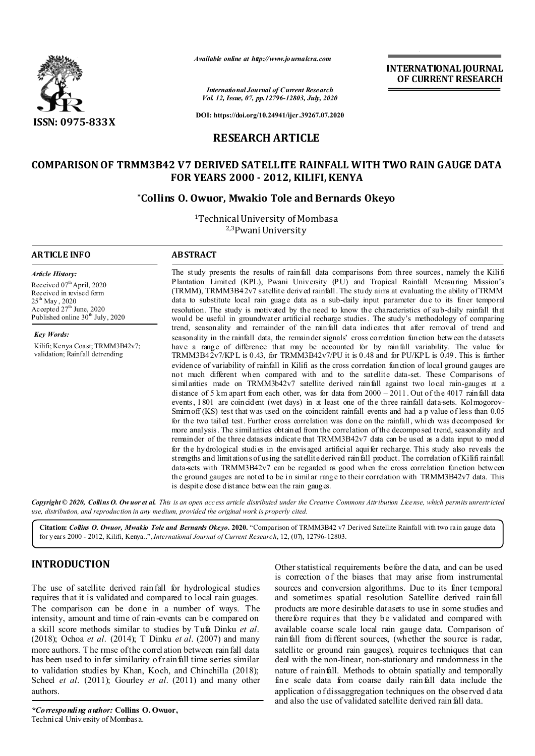**ISSN: 0975-833X**

*Available online at http://www.journalcra.com*

*International Journal of Current Research*
*Vol. 12, Issue, 07, pp.12796-12803, July, 2020*

**DOI: https://doi.org/10.24941/ijcr.39267.07.2020**

**INTERNATIONAL JOURNAL OF CURRENT RESEARCH**

## RESEARCH ARTICLE

# COMPARISON OF TRMM3B42 V7 DERIVED SATELLITE RAINFALL WITH TWO RAIN GAUGE DATA FOR YEARS 2000 - 2012, KILIFI, KENYA

**\*Collins O. Owuor, Mwakio Tole and Bernards Okeyo**

[1]Technical University of Mombasa
[2,3]Pwani University

### ARTICLE INFO

*Article History:*

Received 07[th] April, 2020
Received in revised form
25[th] May, 2020
Accepted 27[th] June, 2020
Published online 30[th] July, 2020

*Key Words:*

Kilifi; Kenya Coast; TRMM3B42v7; validation; Rainfall detrending

### ABSTRACT

The study presents the results of rainfall data comparisons from three sources, namely the Kilifi Plantation Limited (KPL), Pwani University (PU) and Tropical Rainfall Measuring Mission's (TRMM), TRMM3B42v7 satellite derived rainfall. The study aims at evaluating the ability of TRMM data to substitute local rain guage data as a sub-daily input parameter due to its finer temporal resolution. The study is motivated by the need to know the characteristics of sub-daily rainfall that would be useful in groundwater artificial recharge studies. The study's methodology of comparing trend, seasonality and remainder of the rainfall data indicates that after removal of trend and seasonality in the rainfall data, the remainder signals' cross correlation function between the datasets have a range of difference that may be accounted for by rainfall variability. The value for TRMM3B42v7/KPL is 0.43, for TRMM3B42v7/PU it is 0.48 and for PU/KPL is 0.49. This is further evidence of variability of rainfall in Kilifi as the cross correlation function of local ground gauges are not much different when compared with and to the satellite data-set. These Comparisons of similarities made on TRMM3b42v7 satellite derived rainfall against two local rain-gauges at a distance of 5 km apart from each other, was for data from 2000 – 2011. Out of the 4017 rainfall data events, 1801 are coincident (wet days) in at least one of the three rainfall data-sets. Kolmogorov-Smirnoff (KS) test that was used on the coincident rainfall events and had a p value of less than 0.05 for the two tailed test. Further cross correlation was done on the rainfall, which was decomposed for more analysis. The similarities obtained from the correlation of the decomposed trend, seasonality and remainder of the three datasets indicate that TRMM3B42v7 data can be used as a data input to model for the hydrological studies in the envisaged artificial aquifer recharge. This study also reveals the strengths and limitations of using the satellite derived rainfall product. The correlation of Kilifi rainfall data-sets with TRMM3B42v7 can be regarded as good when the cross correlation function between the ground gauges are noted to be in similar range to their correlation with TRMM3B42v7 data. This is despite close distance between the rain gauges.

***Copyright © 2020, Collins O. Owuor et al.*** *This is an open access article distributed under the Creative Commons Attribution License, which permits unrestricted use, distribution, and reproduction in any medium, provided the original work is properly cited.*

**Citation:** ***Collins O. Owuor, Mwakio Tole and Bernards Okeyo. 2020.*** "Comparison of TRMM3B42 v7 Derived Satellite Rainfall with two rain gauge data for years 2000 - 2012, Kilifi, Kenya..", *International Journal of Current Research*, 12, (07), 12796-12803.

## INTRODUCTION

The use of satellite derived rainfall for hydrological studies requires that it is validated and compared to local rain guages. The comparison can be done in a number of ways. The intensity, amount and time of rain-events can be compared on a skill score methods similar to studies by Tufa Dinku *et al*. (2018); Ochoa *et al*. (2014); T Dinku *et al*. (2007) and many more authors. The rmse of the correlation between rainfall data has been used to infer similarity of rainfall time series similar to validation studies by Khan, Koch, and Chinchilla (2018); Scheel *et al*. (2011); Gourley *et al*. (2011) and many other authors.

Other statistical requirements before the data, and can be used is correction of the biases that may arise from instrumental sources and conversion algorithms. Due to its finer temporal and sometimes spatial resolution Satellite derived rainfall products are more desirable datasets to use in some studies and therefore requires that they be validated and compared with available coarse scale local rain gauge data. Comparison of rainfall from different sources, (whether the source is radar, satellite or ground rain gauges), requires techniques that can deal with the non-linear, non-stationary and randomness in the nature of rainfall. Methods to obtain spatially and temporally fine scale data from coarse daily rainfall data include the application of dissaggregation techniques on the observed data and also the use of validated satellite derived rainfall data.

*\*Corresponding author:* **Collins O. Owuor,**
Technical University of Mombasa.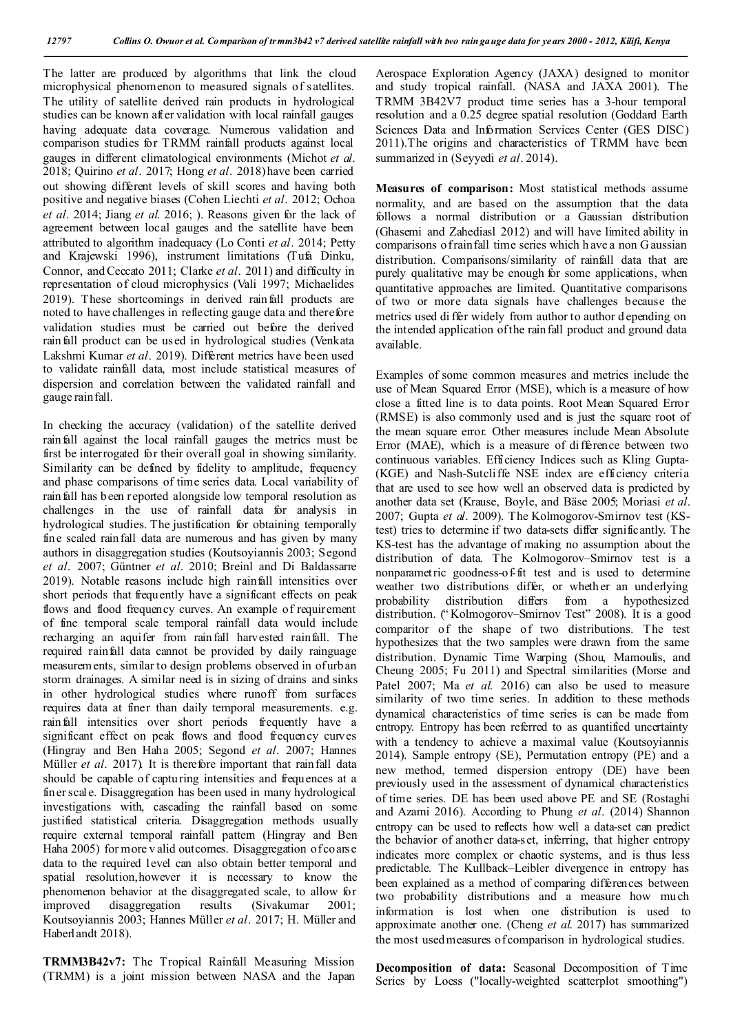The latter are produced by algorithms that link the cloud microphysical phenomenon to measured signals of satellites. The utility of satellite derived rain products in hydrological studies can be known after validation with local rainfall gauges having adequate data coverage. Numerous validation and comparison studies for TRMM rainfall products against local gauges in different climatological environments (Michot *et al*. 2018; Quirino *et al*. 2017; Hong *et al*. 2018) have been carried out showing different levels of skill scores and having both positive and negative biases (Cohen Liechti *et al*. 2012; Ochoa *et al*. 2014; Jiang *et al.* 2016; ). Reasons given for the lack of agreement between local gauges and the satellite have been attributed to algorithm inadequacy (Lo Conti *et al*. 2014; Petty and Krajewski 1996), instrument limitations (Tufa Dinku, Connor, and Ceccato 2011; Clarke *et al*. 2011) and difficulty in representation of cloud microphysics (Vali 1997; Michaelides 2019). These shortcomings in derived rainfall products are noted to have challenges in reflecting gauge data and therefore validation studies must be carried out before the derived rainfall product can be used in hydrological studies (Venkata Lakshmi Kumar *et al*. 2019). Different metrics have been used to validate rainfall data, most include statistical measures of dispersion and correlation between the validated rainfall and gauge rainfall.

In checking the accuracy (validation) of the satellite derived rainfall against the local rainfall gauges the metrics must be first be interrogated for their overall goal in showing similarity. Similarity can be defined by fidelity to amplitude, frequency and phase comparisons of time series data. Local variability of rainfall has been reported alongside low temporal resolution as challenges in the use of rainfall data for analysis in hydrological studies. The justification for obtaining temporally fine scaled rainfall data are numerous and has given by many authors in disaggregation studies (Koutsoyiannis 2003; Segond *et al*. 2007; Güntner *et al*. 2010; Breinl and Di Baldassarre 2019). Notable reasons include high rainfall intensities over short periods that frequently have a significant effects on peak flows and flood frequency curves. An example of requirement of fine temporal scale temporal rainfall data would include recharging an aquifer from rainfall harvested rainfall. The required rainfall data cannot be provided by daily rainguage measurements, similar to design problems observed in of urban storm drainages. A similar need is in sizing of drains and sinks in other hydrological studies where runoff from surfaces requires data at finer than daily temporal measurements. e.g. rainfall intensities over short periods frequently have a significant effect on peak flows and flood frequency curves (Hingray and Ben Haha 2005; Segond *et al*. 2007; Hannes Müller *et al*. 2017). It is therefore important that rainfall data should be capable of capturing intensities and frequences at a finer scale. Disaggregation has been used in many hydrological investigations with, cascading the rainfall based on some justified statistical criteria. Disaggregation methods usually require external temporal rainfall pattern (Hingray and Ben Haha 2005) for more valid outcomes. Disaggregation of coarse data to the required level can also obtain better temporal and spatial resolution,however it is necessary to know the phenomenon behavior at the disaggregated scale, to allow for improved disaggregation results (Sivakumar 2001; Koutsoyiannis 2003; Hannes Müller *et al*. 2017; H. Müller and Haberlandt 2018).

**TRMM3B42v7:** The Tropical Rainfall Measuring Mission (TRMM) is a joint mission between NASA and the Japan Aerospace Exploration Agency (JAXA) designed to monitor and study tropical rainfall. (NASA and JAXA 2001). The TRMM 3B42V7 product time series has a 3-hour temporal resolution and a 0.25 degree spatial resolution (Goddard Earth Sciences Data and Information Services Center (GES DISC) 2011).The origins and characteristics of TRMM have been summarized in (Seyyedi *et al*. 2014).

**Measures of comparison:** Most statistical methods assume normality, and are based on the assumption that the data follows a normal distribution or a Gaussian distribution (Ghasemi and Zahediasl 2012) and will have limited ability in comparisons of rainfall time series which have a non Gaussian distribution. Comparisons/similarity of rainfall data that are purely qualitative may be enough for some applications, when quantitative approaches are limited. Quantitative comparisons of two or more data signals have challenges because the metrics used differ widely from author to author depending on the intended application of the rainfall product and ground data available.

Examples of some common measures and metrics include the use of Mean Squared Error (MSE), which is a measure of how close a fitted line is to data points. Root Mean Squared Error (RMSE) is also commonly used and is just the square root of the mean square error. Other measures include Mean Absolute Error (MAE), which is a measure of difference between two continuous variables. Efficiency Indices such as Kling Gupta-(KGE) and Nash-Sutcliffe NSE index are efficiency criteria that are used to see how well an observed data is predicted by another data set (Krause, Boyle, and Bäse 2005; Moriasi *et al*. 2007; Gupta *et al*. 2009). The Kolmogorov-Smirnov test (KS-test) tries to determine if two data-sets differ significantly. The KS-test has the advantage of making no assumption about the distribution of data. The Kolmogorov–Smirnov test is a nonparametric goodness-of-fit test and is used to determine weather two distributions differ, or whether an underlying probability distribution differs from a hypothesized distribution. ("Kolmogorov–Smirnov Test" 2008). It is a good comparitor of the shape of two distributions. The test hypothesizes that the two samples were drawn from the same distribution. Dynamic Time Warping (Shou, Mamoulis, and Cheung 2005; Fu 2011) and Spectral similarities (Morse and Patel 2007; Ma *et al.* 2016) can also be used to measure similarity of two time series. In addition to these methods dynamical characteristics of time series is can be made from entropy. Entropy has been referred to as quantified uncertainty with a tendency to achieve a maximal value (Koutsoyiannis 2014). Sample entropy (SE), Permutation entropy (PE) and a new method, termed dispersion entropy (DE) have been previously used in the assessment of dynamical characteristics of time series. DE has been used above PE and SE (Rostaghi and Azami 2016). According to Phung *et al*. (2014) Shannon entropy can be used to reflects how well a data-set can predict the behavior of another data-set, inferring, that higher entropy indicates more complex or chaotic systems, and is thus less predictable. The Kullback–Leibler divergence in entropy has been explained as a method of comparing differences between two probability distributions and a measure how much information is lost when one distribution is used to approximate another one. (Cheng *et al.* 2017) has summarized the most used measures of comparison in hydrological studies.

**Decomposition of data:** Seasonal Decomposition of Time Series by Loess ("locally-weighted scatterplot smoothing")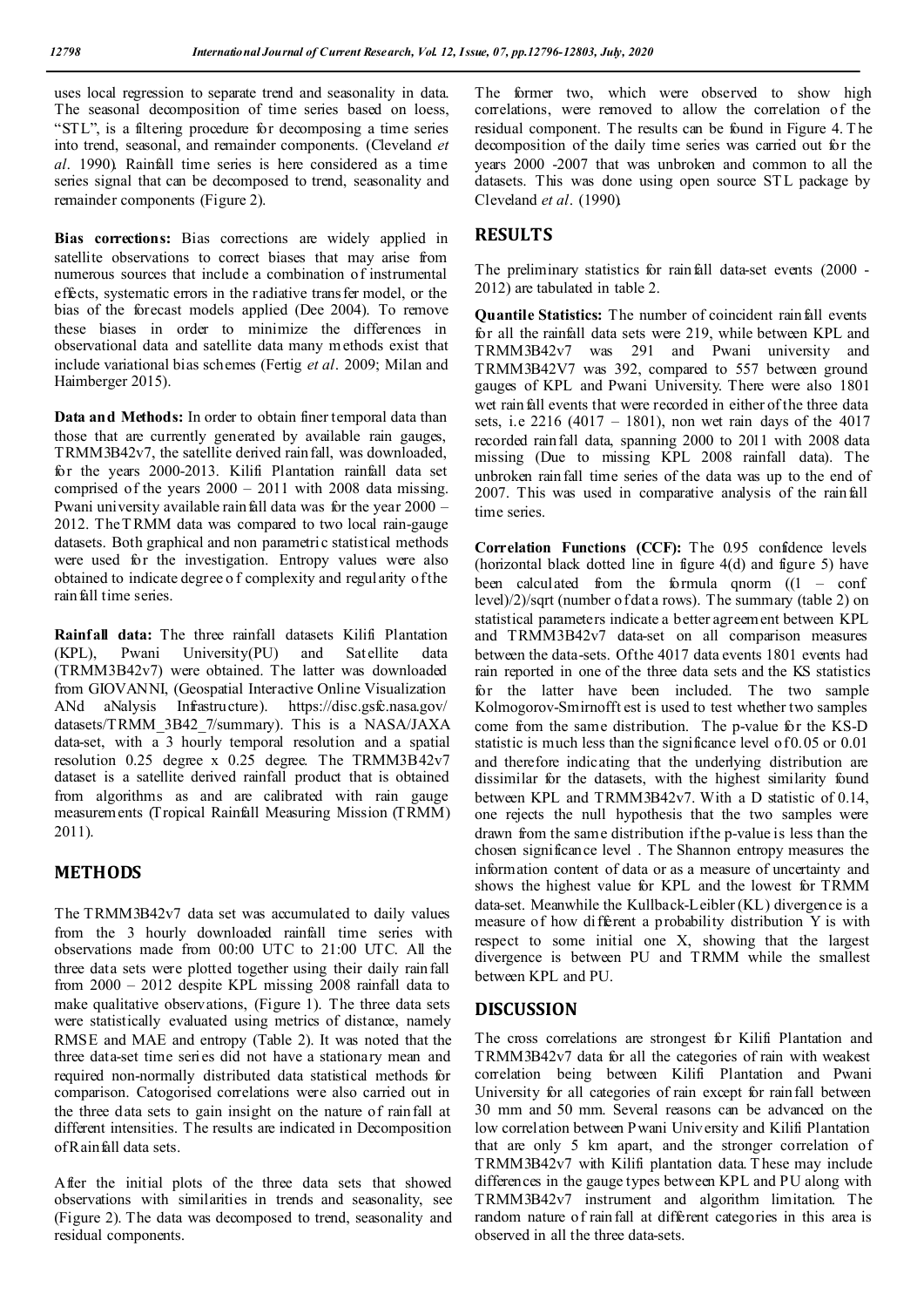uses local regression to separate trend and seasonality in data. The seasonal decomposition of time series based on loess, "STL", is a filtering procedure for decomposing a time series into trend, seasonal, and remainder components. (Cleveland *et al*. 1990). Rainfall time series is here considered as a time series signal that can be decomposed to trend, seasonality and remainder components (Figure 2).

**Bias corrections:** Bias corrections are widely applied in satellite observations to correct biases that may arise from numerous sources that include a combination of instrumental effects, systematic errors in the radiative transfer model, or the bias of the forecast models applied (Dee 2004). To remove these biases in order to minimize the differences in observational data and satellite data many methods exist that include variational bias schemes (Fertig *et al*. 2009; Milan and Haimberger 2015).

**Data and Methods:** In order to obtain finer temporal data than those that are currently generated by available rain gauges, TRMM3B42v7, the satellite derived rainfall, was downloaded, for the years 2000-2013. Kilifi Plantation rainfall data set comprised of the years 2000 – 2011 with 2008 data missing. Pwani university available rainfall data was for the year 2000 – 2012. The TRMM data was compared to two local rain-gauge datasets. Both graphical and non parametric statistical methods were used for the investigation. Entropy values were also obtained to indicate degree of complexity and regularity of the rainfall time series.

**Rainfall data:** The three rainfall datasets Kilifi Plantation (KPL), Pwani University(PU) and Satellite data (TRMM3B42v7) were obtained. The latter was downloaded from GIOVANNI, (Geospatial Interactive Online Visualization ANd aNalysis Infrastructure). https://disc.gsfc.nasa.gov/datasets/TRMM_3B42_7/summary). This is a NASA/JAXA data-set, with a 3 hourly temporal resolution and a spatial resolution 0.25 degree x 0.25 degree. The TRMM3B42v7 dataset is a satellite derived rainfall product that is obtained from algorithms as and are calibrated with rain gauge measurements (Tropical Rainfall Measuring Mission (TRMM) 2011).

## METHODS

The TRMM3B42v7 data set was accumulated to daily values from the 3 hourly downloaded rainfall time series with observations made from 00:00 UTC to 21:00 UTC. All the three data sets were plotted together using their daily rainfall from 2000 – 2012 despite KPL missing 2008 rainfall data to make qualitative observations, (Figure 1). The three data sets were statistically evaluated using metrics of distance, namely RMSE and MAE and entropy (Table 2). It was noted that the three data-set time series did not have a stationary mean and required non-normally distributed data statistical methods for comparison. Catogorised correlations were also carried out in the three data sets to gain insight on the nature of rainfall at different intensities. The results are indicated in Decomposition of Rainfall data sets.

After the initial plots of the three data sets that showed observations with similarities in trends and seasonality, see (Figure 2). The data was decomposed to trend, seasonality and residual components.

The former two, which were observed to show high correlations, were removed to allow the correlation of the residual component. The results can be found in Figure 4. The decomposition of the daily time series was carried out for the years 2000 -2007 that was unbroken and common to all the datasets. This was done using open source STL package by Cleveland *et al*. (1990).

## RESULTS

The preliminary statistics for rainfall data-set events (2000 - 2012) are tabulated in table 2.

**Quantile Statistics:** The number of coincident rainfall events for all the rainfall data sets were 219, while between KPL and TRMM3B42v7 was 291 and Pwani university and TRMM3B42V7 was 392, compared to 557 between ground gauges of KPL and Pwani University. There were also 1801 wet rainfall events that were recorded in either of the three data sets, i.e 2216 (4017 – 1801), non wet rain days of the 4017 recorded rainfall data, spanning 2000 to 2011 with 2008 data missing (Due to missing KPL 2008 rainfall data). The unbroken rainfall time series of the data was up to the end of 2007. This was used in comparative analysis of the rainfall time series.

**Correlation Functions (CCF):** The 0.95 confidence levels (horizontal black dotted line in figure 4(d) and figure 5) have been calculated from the formula qnorm ((1 – conf. level)/2)/sqrt (number of data rows). The summary (table 2) on statistical parameters indicate a better agreement between KPL and TRMM3B42v7 data-set on all comparison measures between the data-sets. Of the 4017 data events 1801 events had rain reported in one of the three data sets and the KS statistics for the latter have been included. The two sample Kolmogorov-Smirnofft est is used to test whether two samples come from the same distribution. The p-value for the KS-D statistic is much less than the significance level of 0.05 or 0.01 and therefore indicating that the underlying distribution are dissimilar for the datasets, with the highest similarity found between KPL and TRMM3B42v7. With a D statistic of 0.14, one rejects the null hypothesis that the two samples were drawn from the same distribution if the p-value is less than the chosen significance level . The Shannon entropy measures the information content of data or as a measure of uncertainty and shows the highest value for KPL and the lowest for TRMM data-set. Meanwhile the Kullback-Leibler (KL) divergence is a measure of how different a probability distribution Y is with respect to some initial one X, showing that the largest divergence is between PU and TRMM while the smallest between KPL and PU.

## DISCUSSION

The cross correlations are strongest for Kilifi Plantation and TRMM3B42v7 data for all the categories of rain with weakest correlation being between Kilifi Plantation and Pwani University for all categories of rain except for rainfall between 30 mm and 50 mm. Several reasons can be advanced on the low correlation between Pwani University and Kilifi Plantation that are only 5 km apart, and the stronger correlation of TRMM3B42v7 with Kilifi plantation data. These may include differences in the gauge types between KPL and PU along with TRMM3B42v7 instrument and algorithm limitation. The random nature of rainfall at different categories in this area is observed in all the three data-sets.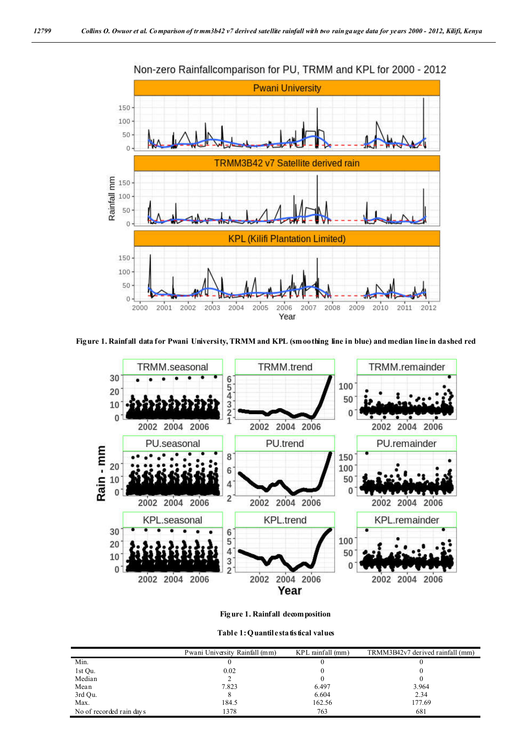**Figure 1. Rainfall data for Pwani University, TRMM and KPL (smoothing line in blue) and median line in dashed red**

**Figure 1. Rainfall decomposition**

**Table 1: Quantile statistical values**

| | Pwani University Rainfall (mm) | KPL rainfall (mm) | TRMM3B42v7 derived rainfall (mm) |
|---|---|---|---|
| Min. | 0 | 0 | 0 |
| 1st Qu. | 0.02 | 0 | 0 |
| Median | 2 | 0 | 0 |
| Mean | 7.823 | 6.497 | 3.964 |
| 3rd Qu. | 8 | 6.604 | 2.34 |
| Max. | 184.5 | 162.56 | 177.69 |
| No of recorded rain days | 1378 | 763 | 681 |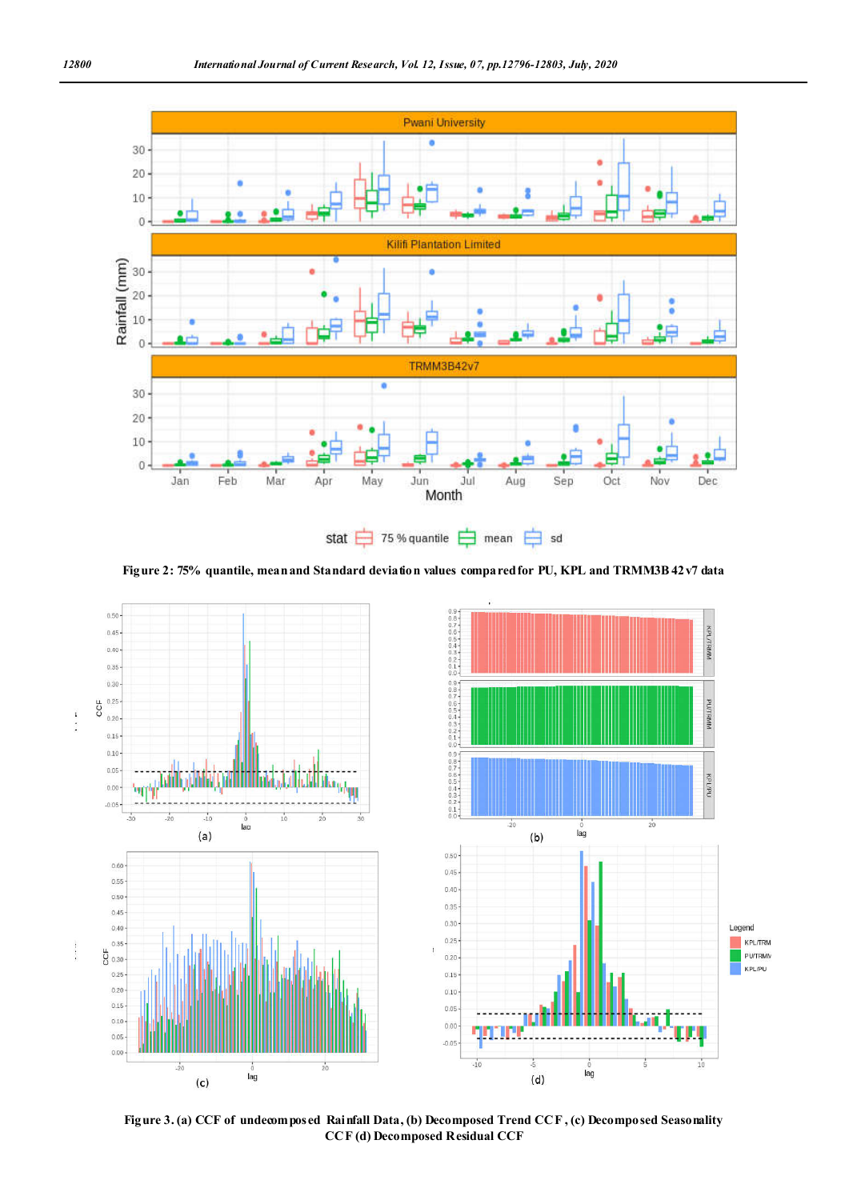Figure 2: 75% quantile, mean and Standard deviation values compared for PU, KPL and TRMM3B42v7 data

Figure 3. (a) CCF of undecomposed Rainfall Data, (b) Decomposed Trend CCF, (c) Decomposed Seasonality CCF (d) Decomposed Residual CCF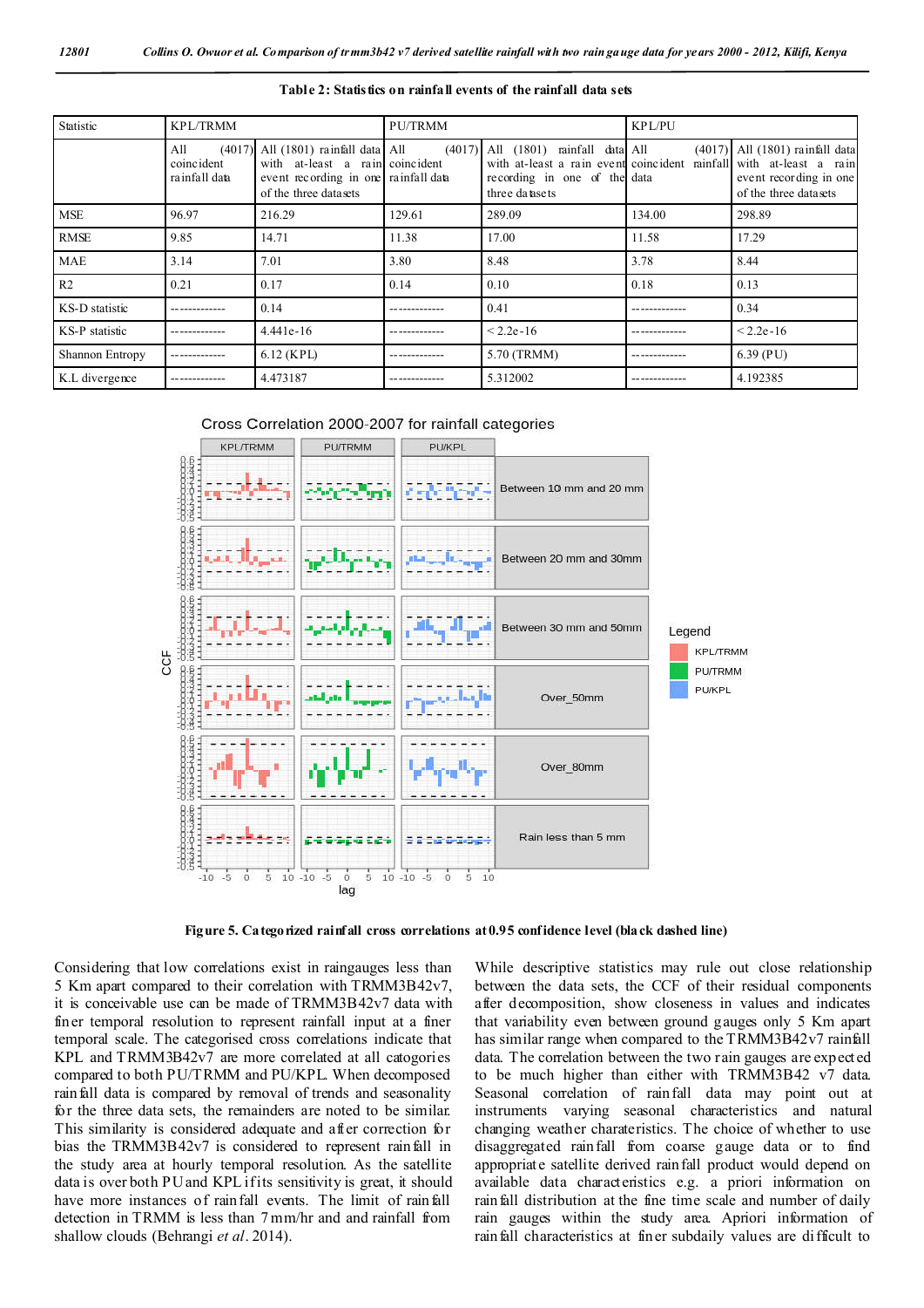**Table 2: Statistics on rainfall events of the rainfall data sets**

| Statistic | KPL/TRMM | | PU/TRMM | | KPL/PU | |
|---|---|---|---|---|---|---|
| | All (4017) coincident rainfall data | All (1801) rainfall data with at-least a rain event recording in one of the three datasets | All (4017) coincident rainfall data | All (1801) rainfall data with at-least a rain event recording in one of the three datasets | All (4017) coincident rainfall data | All (1801) rainfall data with at-least a rain event recording in one of the three datasets |
| MSE | 96.97 | 216.29 | 129.61 | 289.09 | 134.00 | 298.89 |
| RMSE | 9.85 | 14.71 | 11.38 | 17.00 | 11.58 | 17.29 |
| MAE | 3.14 | 7.01 | 3.80 | 8.48 | 3.78 | 8.44 |
| R2 | 0.21 | 0.17 | 0.14 | 0.10 | 0.18 | 0.13 |
| KS-D statistic | ------------- | 0.14 | ------------- | 0.41 | ------------- | 0.34 |
| KS-P statistic | ------------- | 4.441e-16 | ------------- | < 2.2e-16 | ------------- | < 2.2e-16 |
| Shannon Entropy | ------------- | 6.12 (KPL) | ------------- | 5.70 (TRMM) | ------------- | 6.39 (PU) |
| K.L divergence | ------------- | 4.473187 | ------------- | 5.312002 | ------------- | 4.192385 |

**Figure 5. Categorized rainfall cross correlations at 0.95 confidence level (black dashed line)**

Considering that low correlations exist in raingauges less than 5 Km apart compared to their correlation with TRMM3B42v7, it is conceivable use can be made of TRMM3B42v7 data with finer temporal resolution to represent rainfall input at a finer temporal scale. The categorised cross correlations indicate that KPL and TRMM3B42v7 are more correlated at all catogories compared to both PU/TRMM and PU/KPL. When decomposed rainfall data is compared by removal of trends and seasonality for the three data sets, the remainders are noted to be similar. This similarity is considered adequate and after correction for bias the TRMM3B42v7 is considered to represent rainfall in the study area at hourly temporal resolution. As the satellite data is over both PU and KPL if its sensitivity is great, it should have more instances of rainfall events. The limit of rainfall detection in TRMM is less than 7mm/hr and and rainfall from shallow clouds (Behrangi *et al*. 2014).

While descriptive statistics may rule out close relationship between the data sets, the CCF of their residual components after decomposition, show closeness in values and indicates that variability even between ground gauges only 5 Km apart has similar range when compared to the TRMM3B42v7 rainfall data. The correlation between the two rain gauges are expected to be much higher than either with TRMM3B42 v7 data. Seasonal correlation of rainfall data may point out at instruments varying seasonal characteristics and natural changing weather charateristics. The choice of whether to use disaggregated rainfall from coarse gauge data or to find appropriate satellite derived rainfall product would depend on available data characteristics e.g. a priori information on rainfall distribution at the fine time scale and number of daily rain gauges within the study area. Apriori information of rainfall characteristics at finer subdaily values are difficult to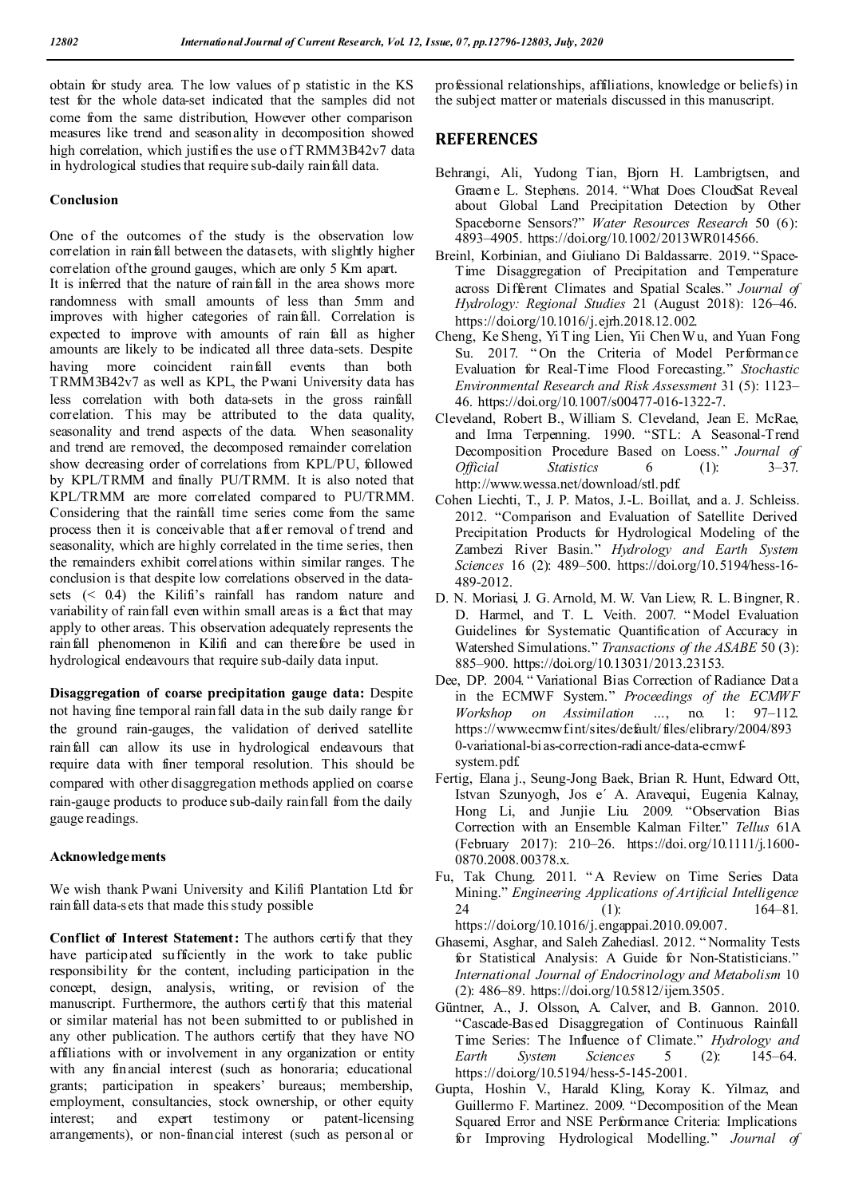obtain for study area. The low values of p statistic in the KS test for the whole data-set indicated that the samples did not come from the same distribution, However other comparison measures like trend and seasonality in decomposition showed high correlation, which justifies the use of TRMM3B42v7 data in hydrological studies that require sub-daily rainfall data.

### Conclusion

One of the outcomes of the study is the observation low correlation in rainfall between the datasets, with slightly higher correlation of the ground gauges, which are only 5 Km apart. It is inferred that the nature of rainfall in the area shows more randomness with small amounts of less than 5mm and improves with higher categories of rainfall. Correlation is expected to improve with amounts of rain fall as higher amounts are likely to be indicated all three data-sets. Despite having more coincident rainfall events than both TRMM3B42v7 as well as KPL, the Pwani University data has less correlation with both data-sets in the gross rainfall correlation. This may be attributed to the data quality, seasonality and trend aspects of the data. When seasonality and trend are removed, the decomposed remainder correlation show decreasing order of correlations from KPL/PU, followed by KPL/TRMM and finally PU/TRMM. It is also noted that KPL/TRMM are more correlated compared to PU/TRMM. Considering that the rainfall time series come from the same process then it is conceivable that after removal of trend and seasonality, which are highly correlated in the time series, then the remainders exhibit correlations within similar ranges. The conclusion is that despite low correlations observed in the data-sets (< 0.4) the Kilifi's rainfall has random nature and variability of rainfall even within small areas is a fact that may apply to other areas. This observation adequately represents the rainfall phenomenon in Kilifi and can therefore be used in hydrological endeavours that require sub-daily data input.

**Disaggregation of coarse precipitation gauge data:** Despite not having fine temporal rainfall data in the sub daily range for the ground rain-gauges, the validation of derived satellite rainfall can allow its use in hydrological endeavours that require data with finer temporal resolution. This should be compared with other disaggregation methods applied on coarse rain-gauge products to produce sub-daily rainfall from the daily gauge readings.

### Acknowledgements

We wish thank Pwani University and Kilifi Plantation Ltd for rainfall data-sets that made this study possible

**Conflict of Interest Statement:** The authors certify that they have participated sufficiently in the work to take public responsibility for the content, including participation in the concept, design, analysis, writing, or revision of the manuscript. Furthermore, the authors certify that this material or similar material has not been submitted to or published in any other publication. The authors certify that they have NO affiliations with or involvement in any organization or entity with any financial interest (such as honoraria; educational grants; participation in speakers' bureaus; membership, employment, consultancies, stock ownership, or other equity interest; and expert testimony or patent-licensing arrangements), or non-financial interest (such as personal or professional relationships, affiliations, knowledge or beliefs) in the subject matter or materials discussed in this manuscript.

## REFERENCES

Behrangi, Ali, Yudong Tian, Bjorn H. Lambrigtsen, and Graeme L. Stephens. 2014. "What Does CloudSat Reveal about Global Land Precipitation Detection by Other Spaceborne Sensors?" *Water Resources Research* 50 (6): 4893–4905. https://doi.org/10.1002/2013WR014566.

Breinl, Korbinian, and Giuliano Di Baldassarre. 2019. "Space-Time Disaggregation of Precipitation and Temperature across Different Climates and Spatial Scales." *Journal of Hydrology: Regional Studies* 21 (August 2018): 126–46. https://doi.org/10.1016/j.ejrh.2018.12.002.

Cheng, Ke Sheng, Yi Ting Lien, Yii Chen Wu, and Yuan Fong Su. 2017. "On the Criteria of Model Performance Evaluation for Real-Time Flood Forecasting." *Stochastic Environmental Research and Risk Assessment* 31 (5): 1123–46. https://doi.org/10.1007/s00477-016-1322-7.

Cleveland, Robert B., William S. Cleveland, Jean E. McRae, and Irma Terpenning. 1990. "STL: A Seasonal-Trend Decomposition Procedure Based on Loess." *Journal of Official Statistics* 6 (1): 3–37. http://www.wessa.net/download/stl.pdf.

Cohen Liechti, T., J. P. Matos, J.-L. Boillat, and a. J. Schleiss. 2012. "Comparison and Evaluation of Satellite Derived Precipitation Products for Hydrological Modeling of the Zambezi River Basin." *Hydrology and Earth System Sciences* 16 (2): 489–500. https://doi.org/10.5194/hess-16-489-2012.

D. N. Moriasi, J. G. Arnold, M. W. Van Liew, R. L. Bingner, R. D. Harmel, and T. L. Veith. 2007. "Model Evaluation Guidelines for Systematic Quantification of Accuracy in Watershed Simulations." *Transactions of the ASABE* 50 (3): 885–900. https://doi.org/10.13031/2013.23153.

Dee, DP. 2004. "Variational Bias Correction of Radiance Data in the ECMWF System." *Proceedings of the ECMWF Workshop on Assimilation …*, no. 1: 97–112. https://www.ecmwf.int/sites/default/files/elibrary/2004/8930-variational-bias-correction-radiance-data-ecmwf-system.pdf.

Fertig, Elana j., Seung-Jong Baek, Brian R. Hunt, Edward Ott, Istvan Szunyogh, Jos e´ A. Aravequi, Eugenia Kalnay, Hong Li, and Junjie Liu. 2009. "Observation Bias Correction with an Ensemble Kalman Filter." *Tellus* 61A (February 2017): 210–26. https://doi.org/10.1111/j.1600-0870.2008.00378.x.

Fu, Tak Chung. 2011. "A Review on Time Series Data Mining." *Engineering Applications of Artificial Intelligence* 24 (1): 164–81. https://doi.org/10.1016/j.engappai.2010.09.007.

Ghasemi, Asghar, and Saleh Zahediasl. 2012. "Normality Tests for Statistical Analysis: A Guide for Non-Statisticians." *International Journal of Endocrinology and Metabolism* 10 (2): 486–89. https://doi.org/10.5812/ijem.3505.

Güntner, A., J. Olsson, A. Calver, and B. Gannon. 2010. "Cascade-Based Disaggregation of Continuous Rainfall Time Series: The Influence of Climate." *Hydrology and Earth System Sciences* 5 (2): 145–64. https://doi.org/10.5194/hess-5-145-2001.

Gupta, Hoshin V., Harald Kling, Koray K. Yilmaz, and Guillermo F. Martinez. 2009. "Decomposition of the Mean Squared Error and NSE Performance Criteria: Implications for Improving Hydrological Modelling." *Journal of*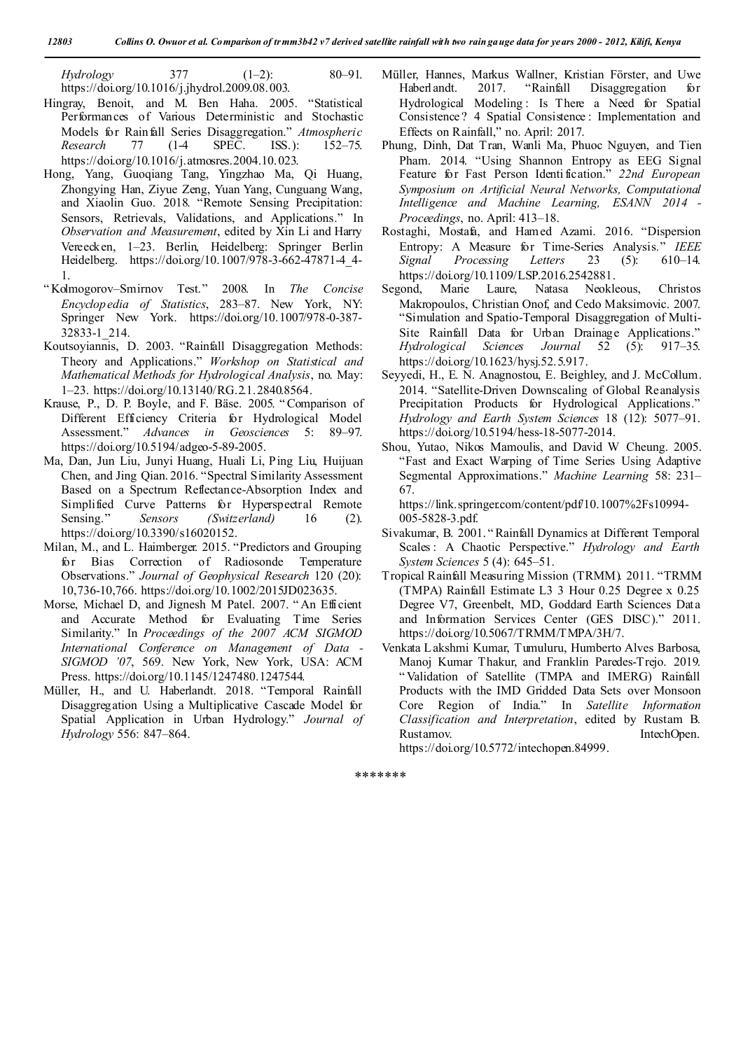*Hydrology* 377 (1–2): 80–91. https://doi.org/10.1016/j.jhydrol.2009.08.003.

Hingray, Benoit, and M. Ben Haha. 2005. "Statistical Performances of Various Deterministic and Stochastic Models for Rainfall Series Disaggregation." *Atmospheric Research* 77 (1-4 SPEC. ISS.): 152–75. https://doi.org/10.1016/j.atmosres.2004.10.023.

Hong, Yang, Guoqiang Tang, Yingzhao Ma, Qi Huang, Zhongying Han, Ziyue Zeng, Yuan Yang, Cunguang Wang, and Xiaolin Guo. 2018. "Remote Sensing Precipitation: Sensors, Retrievals, Validations, and Applications." In *Observation and Measurement*, edited by Xin Li and Harry Vereecken, 1–23. Berlin, Heidelberg: Springer Berlin Heidelberg. https://doi.org/10.1007/978-3-662-47871-4_4-1.

"Kolmogorov–Smirnov Test." 2008. In *The Concise Encyclopedia of Statistics*, 283–87. New York, NY: Springer New York. https://doi.org/10.1007/978-0-387-32833-1_214.

Koutsoyiannis, D. 2003. "Rainfall Disaggregation Methods: Theory and Applications." *Workshop on Statistical and Mathematical Methods for Hydrological Analysis*, no. May: 1–23. https://doi.org/10.13140/RG.2.1.2840.8564.

Krause, P., D. P. Boyle, and F. Bäse. 2005. "Comparison of Different Efficiency Criteria for Hydrological Model Assessment." *Advances in Geosciences* 5: 89–97. https://doi.org/10.5194/adgeo-5-89-2005.

Ma, Dan, Jun Liu, Junyi Huang, Huali Li, Ping Liu, Huijuan Chen, and Jing Qian. 2016. "Spectral Similarity Assessment Based on a Spectrum Reflectance-Absorption Index and Simplified Curve Patterns for Hyperspectral Remote Sensing." *Sensors (Switzerland)* 16 (2). https://doi.org/10.3390/s16020152.

Milan, M., and L. Haimberger. 2015. "Predictors and Grouping for Bias Correction of Radiosonde Temperature Observations." *Journal of Geophysical Research* 120 (20): 10,736-10,766. https://doi.org/10.1002/2015JD023635.

Morse, Michael D, and Jignesh M Patel. 2007. "An Efficient and Accurate Method for Evaluating Time Series Similarity." In *Proceedings of the 2007 ACM SIGMOD International Conference on Management of Data - SIGMOD '07*, 569. New York, New York, USA: ACM Press. https://doi.org/10.1145/1247480.1247544.

Müller, H., and U. Haberlandt. 2018. "Temporal Rainfall Disaggregation Using a Multiplicative Cascade Model for Spatial Application in Urban Hydrology." *Journal of Hydrology* 556: 847–864.

Müller, Hannes, Markus Wallner, Kristian Förster, and Uwe Haberlandt. 2017. "Rainfall Disaggregation for Hydrological Modeling: Is There a Need for Spatial Consistence? 4 Spatial Consistence: Implementation and Effects on Rainfall," no. April: 2017.

Phung, Dinh, Dat Tran, Wanli Ma, Phuoc Nguyen, and Tien Pham. 2014. "Using Shannon Entropy as EEG Signal Feature for Fast Person Identification." *22nd European Symposium on Artificial Neural Networks, Computational Intelligence and Machine Learning, ESANN 2014 - Proceedings*, no. April: 413–18.

Rostaghi, Mostafa, and Hamed Azami. 2016. "Dispersion Entropy: A Measure for Time-Series Analysis." *IEEE Signal Processing Letters* 23 (5): 610–14. https://doi.org/10.1109/LSP.2016.2542881.

Segond, Marie Laure, Natasa Neokleous, Christos Makropoulos, Christian Onof, and Cedo Maksimovic. 2007. "Simulation and Spatio-Temporal Disaggregation of Multi-Site Rainfall Data for Urban Drainage Applications." *Hydrological Sciences Journal* 52 (5): 917–35. https://doi.org/10.1623/hysj.52.5.917.

Seyyedi, H., E. N. Anagnostou, E. Beighley, and J. McCollum. 2014. "Satellite-Driven Downscaling of Global Reanalysis Precipitation Products for Hydrological Applications." *Hydrology and Earth System Sciences* 18 (12): 5077–91. https://doi.org/10.5194/hess-18-5077-2014.

Shou, Yutao, Nikos Mamoulis, and David W Cheung. 2005. "Fast and Exact Warping of Time Series Using Adaptive Segmental Approximations." *Machine Learning* 58: 231–67. https://link.springer.com/content/pdf/10.1007%2Fs10994-005-5828-3.pdf.

Sivakumar, B. 2001. "Rainfall Dynamics at Different Temporal Scales: A Chaotic Perspective." *Hydrology and Earth System Sciences* 5 (4): 645–51.

Tropical Rainfall Measuring Mission (TRMM). 2011. "TRMM (TMPA) Rainfall Estimate L3 3 Hour 0.25 Degree x 0.25 Degree V7, Greenbelt, MD, Goddard Earth Sciences Data and Information Services Center (GES DISC)." 2011. https://doi.org/10.5067/TRMM/TMPA/3H/7.

Venkata Lakshmi Kumar, Tumuluru, Humberto Alves Barbosa, Manoj Kumar Thakur, and Franklin Paredes-Trejo. 2019. "Validation of Satellite (TMPA and IMERG) Rainfall Products with the IMD Gridded Data Sets over Monsoon Core Region of India." In *Satellite Information Classification and Interpretation*, edited by Rustam B. Rustamov. IntechOpen. https://doi.org/10.5772/intechopen.84999.

\*\*\*\*\*\*\*